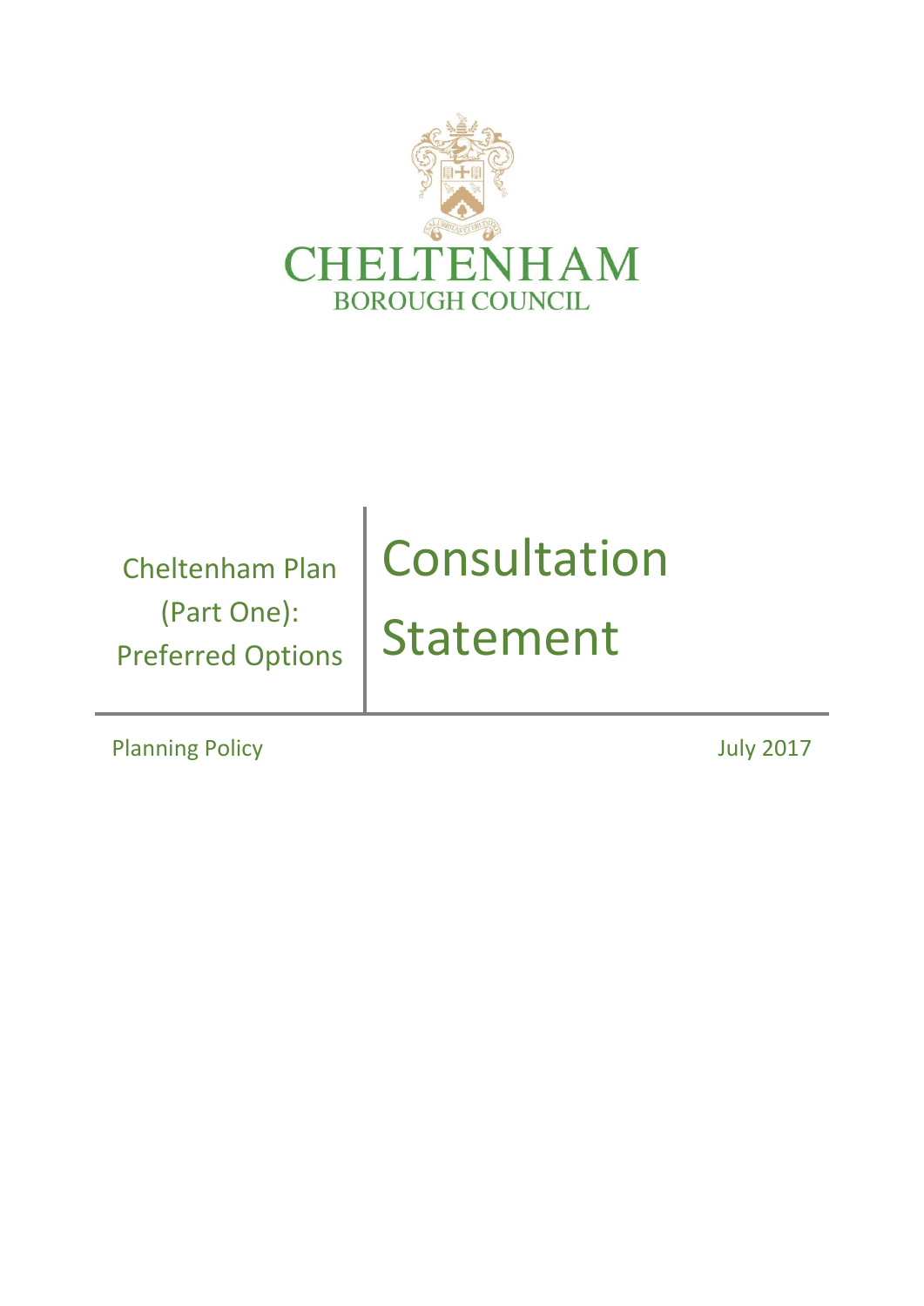CHELTENHAM
BOROUGH COUNCIL

Cheltenham Plan (Part One): Preferred Options

# Consultation Statement

Planning Policy

July 2017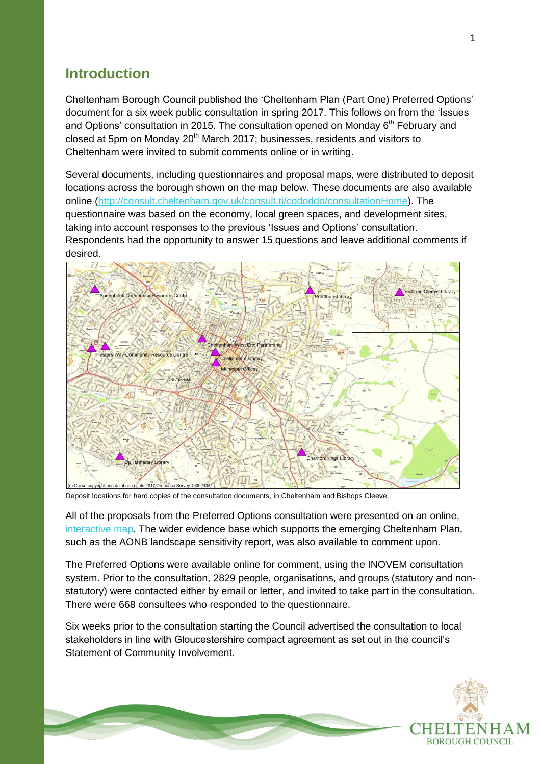## Introduction

Cheltenham Borough Council published the 'Cheltenham Plan (Part One) Preferred Options' document for a six week public consultation in spring 2017. This follows on from the 'Issues and Options' consultation in 2015. The consultation opened on Monday 6th February and closed at 5pm on Monday 20th March 2017; businesses, residents and visitors to Cheltenham were invited to submit comments online or in writing.

Several documents, including questionnaires and proposal maps, were distributed to deposit locations across the borough shown on the map below. These documents are also available online (http://consult.cheltenham.gov.uk/consult.ti/cododdo/consultationHome). The questionnaire was based on the economy, local green spaces, and development sites, taking into account responses to the previous 'Issues and Options' consultation. Respondents had the opportunity to answer 15 questions and leave additional comments if desired.

Deposit locations for hard copies of the consultation documents, in Cheltenham and Bishops Cleeve.

All of the proposals from the Preferred Options consultation were presented on an online, interactive map. The wider evidence base which supports the emerging Cheltenham Plan, such as the AONB landscape sensitivity report, was also available to comment upon.

The Preferred Options were available online for comment, using the INOVEM consultation system. Prior to the consultation, 2829 people, organisations, and groups (statutory and non-statutory) were contacted either by email or letter, and invited to take part in the consultation. There were 668 consultees who responded to the questionnaire.

Six weeks prior to the consultation starting the Council advertised the consultation to local stakeholders in line with Gloucestershire compact agreement as set out in the council's Statement of Community Involvement.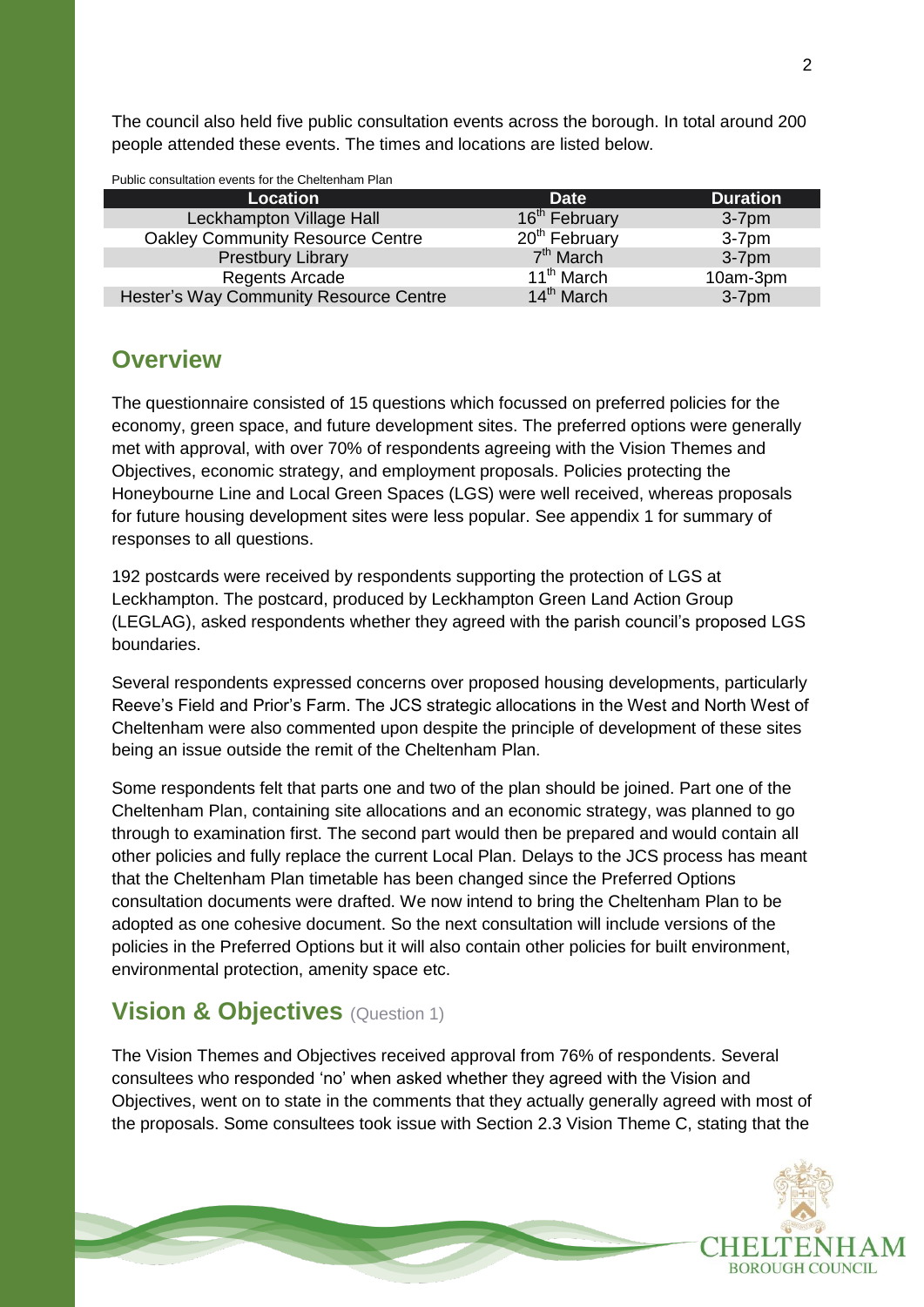The council also held five public consultation events across the borough. In total around 200 people attended these events. The times and locations are listed below.

Public consultation events for the Cheltenham Plan

| Location | Date | Duration |
|---|---|---|
| Leckhampton Village Hall | 16th February | 3-7pm |
| Oakley Community Resource Centre | 20th February | 3-7pm |
| Prestbury Library | 7th March | 3-7pm |
| Regents Arcade | 11th March | 10am-3pm |
| Hester's Way Community Resource Centre | 14th March | 3-7pm |

## Overview

The questionnaire consisted of 15 questions which focussed on preferred policies for the economy, green space, and future development sites. The preferred options were generally met with approval, with over 70% of respondents agreeing with the Vision Themes and Objectives, economic strategy, and employment proposals. Policies protecting the Honeybourne Line and Local Green Spaces (LGS) were well received, whereas proposals for future housing development sites were less popular. See appendix 1 for summary of responses to all questions.

192 postcards were received by respondents supporting the protection of LGS at Leckhampton. The postcard, produced by Leckhampton Green Land Action Group (LEGLAG), asked respondents whether they agreed with the parish council's proposed LGS boundaries.

Several respondents expressed concerns over proposed housing developments, particularly Reeve's Field and Prior's Farm. The JCS strategic allocations in the West and North West of Cheltenham were also commented upon despite the principle of development of these sites being an issue outside the remit of the Cheltenham Plan.

Some respondents felt that parts one and two of the plan should be joined. Part one of the Cheltenham Plan, containing site allocations and an economic strategy, was planned to go through to examination first. The second part would then be prepared and would contain all other policies and fully replace the current Local Plan. Delays to the JCS process has meant that the Cheltenham Plan timetable has been changed since the Preferred Options consultation documents were drafted. We now intend to bring the Cheltenham Plan to be adopted as one cohesive document. So the next consultation will include versions of the policies in the Preferred Options but it will also contain other policies for built environment, environmental protection, amenity space etc.

## Vision & Objectives (Question 1)

The Vision Themes and Objectives received approval from 76% of respondents. Several consultees who responded 'no' when asked whether they agreed with the Vision and Objectives, went on to state in the comments that they actually generally agreed with most of the proposals. Some consultees took issue with Section 2.3 Vision Theme C, stating that the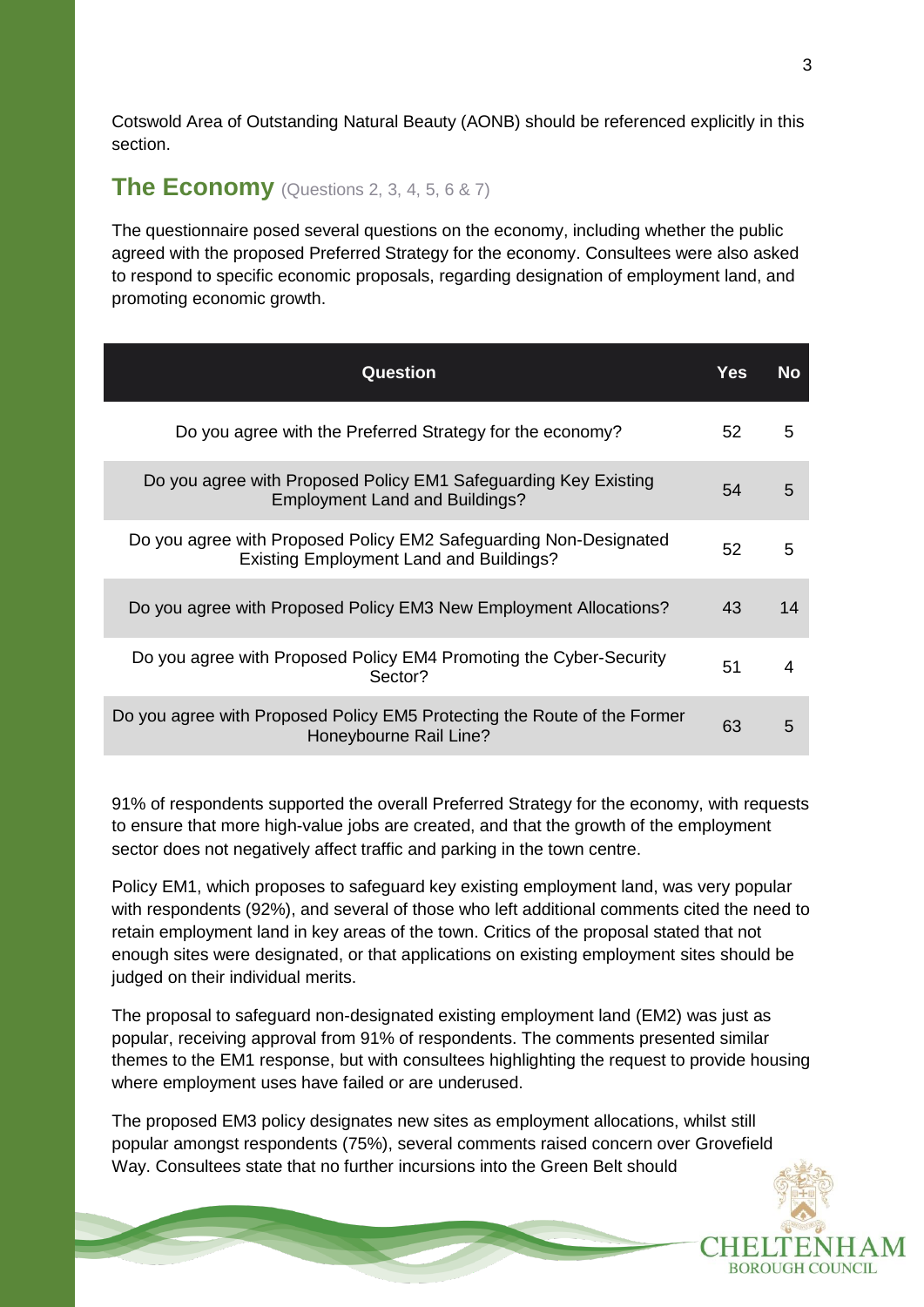Cotswold Area of Outstanding Natural Beauty (AONB) should be referenced explicitly in this section.

## The Economy (Questions 2, 3, 4, 5, 6 & 7)

The questionnaire posed several questions on the economy, including whether the public agreed with the proposed Preferred Strategy for the economy. Consultees were also asked to respond to specific economic proposals, regarding designation of employment land, and promoting economic growth.

| Question | Yes | No |
|---|---|---|
| Do you agree with the Preferred Strategy for the economy? | 52 | 5 |
| Do you agree with Proposed Policy EM1 Safeguarding Key Existing Employment Land and Buildings? | 54 | 5 |
| Do you agree with Proposed Policy EM2 Safeguarding Non-Designated Existing Employment Land and Buildings? | 52 | 5 |
| Do you agree with Proposed Policy EM3 New Employment Allocations? | 43 | 14 |
| Do you agree with Proposed Policy EM4 Promoting the Cyber-Security Sector? | 51 | 4 |
| Do you agree with Proposed Policy EM5 Protecting the Route of the Former Honeybourne Rail Line? | 63 | 5 |

91% of respondents supported the overall Preferred Strategy for the economy, with requests to ensure that more high-value jobs are created, and that the growth of the employment sector does not negatively affect traffic and parking in the town centre.

Policy EM1, which proposes to safeguard key existing employment land, was very popular with respondents (92%), and several of those who left additional comments cited the need to retain employment land in key areas of the town. Critics of the proposal stated that not enough sites were designated, or that applications on existing employment sites should be judged on their individual merits.

The proposal to safeguard non-designated existing employment land (EM2) was just as popular, receiving approval from 91% of respondents. The comments presented similar themes to the EM1 response, but with consultees highlighting the request to provide housing where employment uses have failed or are underused.

The proposed EM3 policy designates new sites as employment allocations, whilst still popular amongst respondents (75%), several comments raised concern over Grovefield Way. Consultees state that no further incursions into the Green Belt should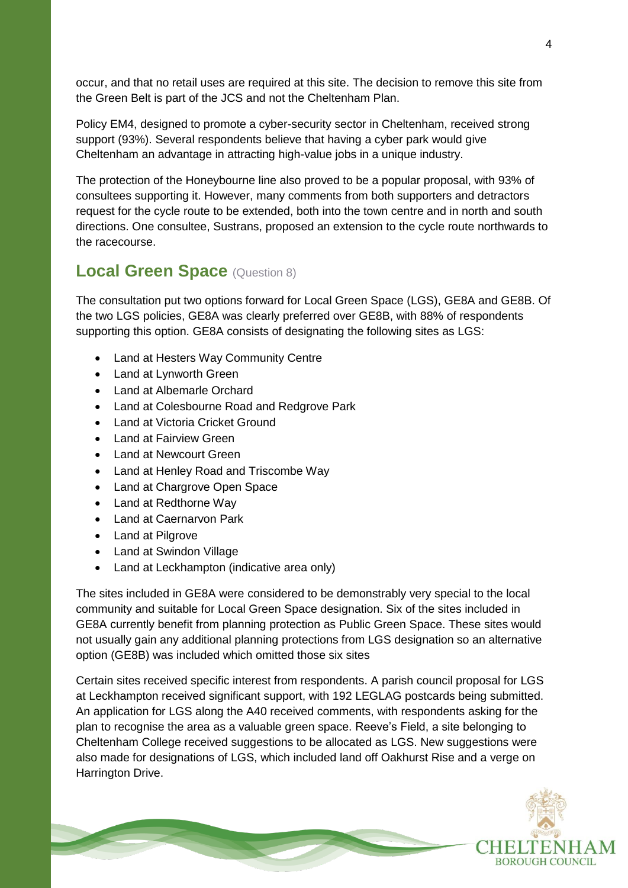occur, and that no retail uses are required at this site. The decision to remove this site from the Green Belt is part of the JCS and not the Cheltenham Plan.

Policy EM4, designed to promote a cyber-security sector in Cheltenham, received strong support (93%). Several respondents believe that having a cyber park would give Cheltenham an advantage in attracting high-value jobs in a unique industry.

The protection of the Honeybourne line also proved to be a popular proposal, with 93% of consultees supporting it. However, many comments from both supporters and detractors request for the cycle route to be extended, both into the town centre and in north and south directions. One consultee, Sustrans, proposed an extension to the cycle route northwards to the racecourse.

## Local Green Space (Question 8)

The consultation put two options forward for Local Green Space (LGS), GE8A and GE8B. Of the two LGS policies, GE8A was clearly preferred over GE8B, with 88% of respondents supporting this option. GE8A consists of designating the following sites as LGS:

- Land at Hesters Way Community Centre
- Land at Lynworth Green
- Land at Albemarle Orchard
- Land at Colesbourne Road and Redgrove Park
- Land at Victoria Cricket Ground
- Land at Fairview Green
- Land at Newcourt Green
- Land at Henley Road and Triscombe Way
- Land at Chargrove Open Space
- Land at Redthorne Way
- Land at Caernarvon Park
- Land at Pilgrove
- Land at Swindon Village
- Land at Leckhampton (indicative area only)

The sites included in GE8A were considered to be demonstrably very special to the local community and suitable for Local Green Space designation. Six of the sites included in GE8A currently benefit from planning protection as Public Green Space. These sites would not usually gain any additional planning protections from LGS designation so an alternative option (GE8B) was included which omitted those six sites

Certain sites received specific interest from respondents. A parish council proposal for LGS at Leckhampton received significant support, with 192 LEGLAG postcards being submitted. An application for LGS along the A40 received comments, with respondents asking for the plan to recognise the area as a valuable green space. Reeve's Field, a site belonging to Cheltenham College received suggestions to be allocated as LGS. New suggestions were also made for designations of LGS, which included land off Oakhurst Rise and a verge on Harrington Drive.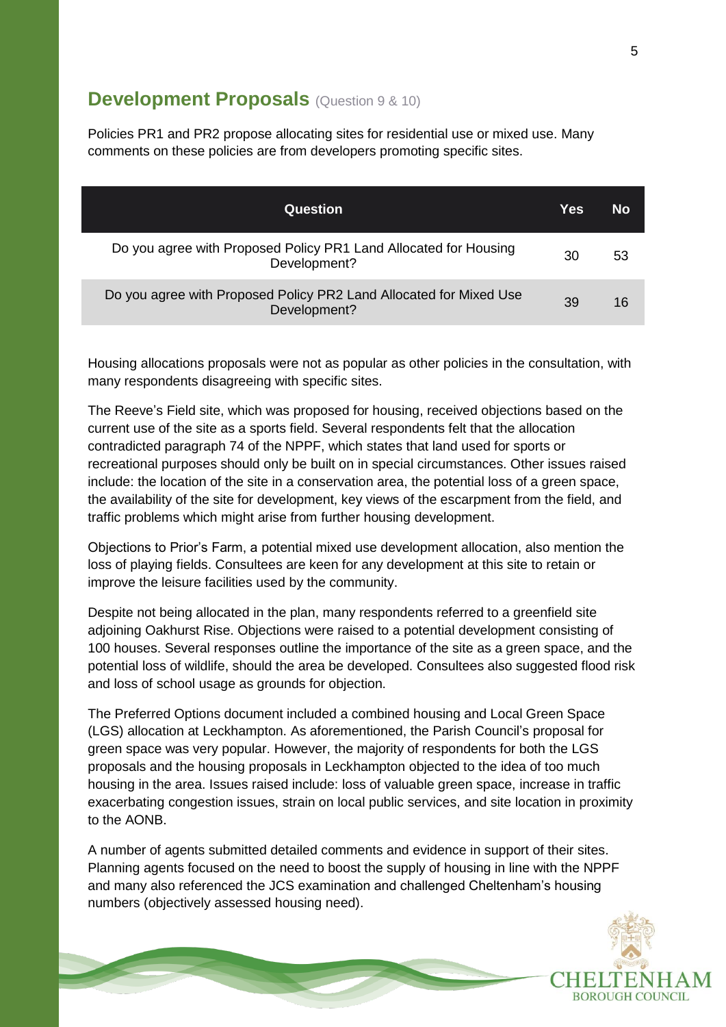## Development Proposals (Question 9 & 10)

Policies PR1 and PR2 propose allocating sites for residential use or mixed use. Many comments on these policies are from developers promoting specific sites.

| Question | Yes | No |
|---|---|---|
| Do you agree with Proposed Policy PR1 Land Allocated for Housing Development? | 30 | 53 |
| Do you agree with Proposed Policy PR2 Land Allocated for Mixed Use Development? | 39 | 16 |

Housing allocations proposals were not as popular as other policies in the consultation, with many respondents disagreeing with specific sites.

The Reeve's Field site, which was proposed for housing, received objections based on the current use of the site as a sports field. Several respondents felt that the allocation contradicted paragraph 74 of the NPPF, which states that land used for sports or recreational purposes should only be built on in special circumstances. Other issues raised include: the location of the site in a conservation area, the potential loss of a green space, the availability of the site for development, key views of the escarpment from the field, and traffic problems which might arise from further housing development.

Objections to Prior's Farm, a potential mixed use development allocation, also mention the loss of playing fields. Consultees are keen for any development at this site to retain or improve the leisure facilities used by the community.

Despite not being allocated in the plan, many respondents referred to a greenfield site adjoining Oakhurst Rise. Objections were raised to a potential development consisting of 100 houses. Several responses outline the importance of the site as a green space, and the potential loss of wildlife, should the area be developed. Consultees also suggested flood risk and loss of school usage as grounds for objection.

The Preferred Options document included a combined housing and Local Green Space (LGS) allocation at Leckhampton. As aforementioned, the Parish Council's proposal for green space was very popular. However, the majority of respondents for both the LGS proposals and the housing proposals in Leckhampton objected to the idea of too much housing in the area. Issues raised include: loss of valuable green space, increase in traffic exacerbating congestion issues, strain on local public services, and site location in proximity to the AONB.

A number of agents submitted detailed comments and evidence in support of their sites. Planning agents focused on the need to boost the supply of housing in line with the NPPF and many also referenced the JCS examination and challenged Cheltenham's housing numbers (objectively assessed housing need).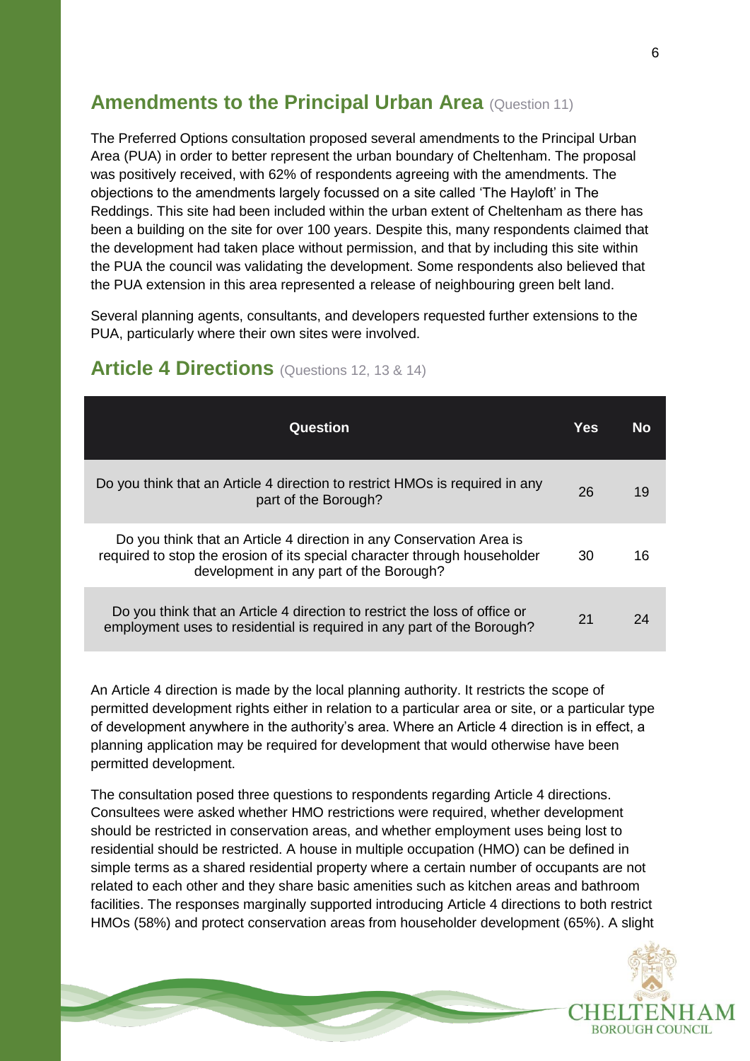## Amendments to the Principal Urban Area (Question 11)

The Preferred Options consultation proposed several amendments to the Principal Urban Area (PUA) in order to better represent the urban boundary of Cheltenham. The proposal was positively received, with 62% of respondents agreeing with the amendments. The objections to the amendments largely focussed on a site called 'The Hayloft' in The Reddings. This site had been included within the urban extent of Cheltenham as there has been a building on the site for over 100 years. Despite this, many respondents claimed that the development had taken place without permission, and that by including this site within the PUA the council was validating the development. Some respondents also believed that the PUA extension in this area represented a release of neighbouring green belt land.

Several planning agents, consultants, and developers requested further extensions to the PUA, particularly where their own sites were involved.

## Article 4 Directions (Questions 12, 13 & 14)

| Question | Yes | No |
|---|---|---|
| Do you think that an Article 4 direction to restrict HMOs is required in any part of the Borough? | 26 | 19 |
| Do you think that an Article 4 direction in any Conservation Area is required to stop the erosion of its special character through householder development in any part of the Borough? | 30 | 16 |
| Do you think that an Article 4 direction to restrict the loss of office or employment uses to residential is required in any part of the Borough? | 21 | 24 |

An Article 4 direction is made by the local planning authority. It restricts the scope of permitted development rights either in relation to a particular area or site, or a particular type of development anywhere in the authority's area. Where an Article 4 direction is in effect, a planning application may be required for development that would otherwise have been permitted development.

The consultation posed three questions to respondents regarding Article 4 directions. Consultees were asked whether HMO restrictions were required, whether development should be restricted in conservation areas, and whether employment uses being lost to residential should be restricted. A house in multiple occupation (HMO) can be defined in simple terms as a shared residential property where a certain number of occupants are not related to each other and they share basic amenities such as kitchen areas and bathroom facilities. The responses marginally supported introducing Article 4 directions to both restrict HMOs (58%) and protect conservation areas from householder development (65%). A slight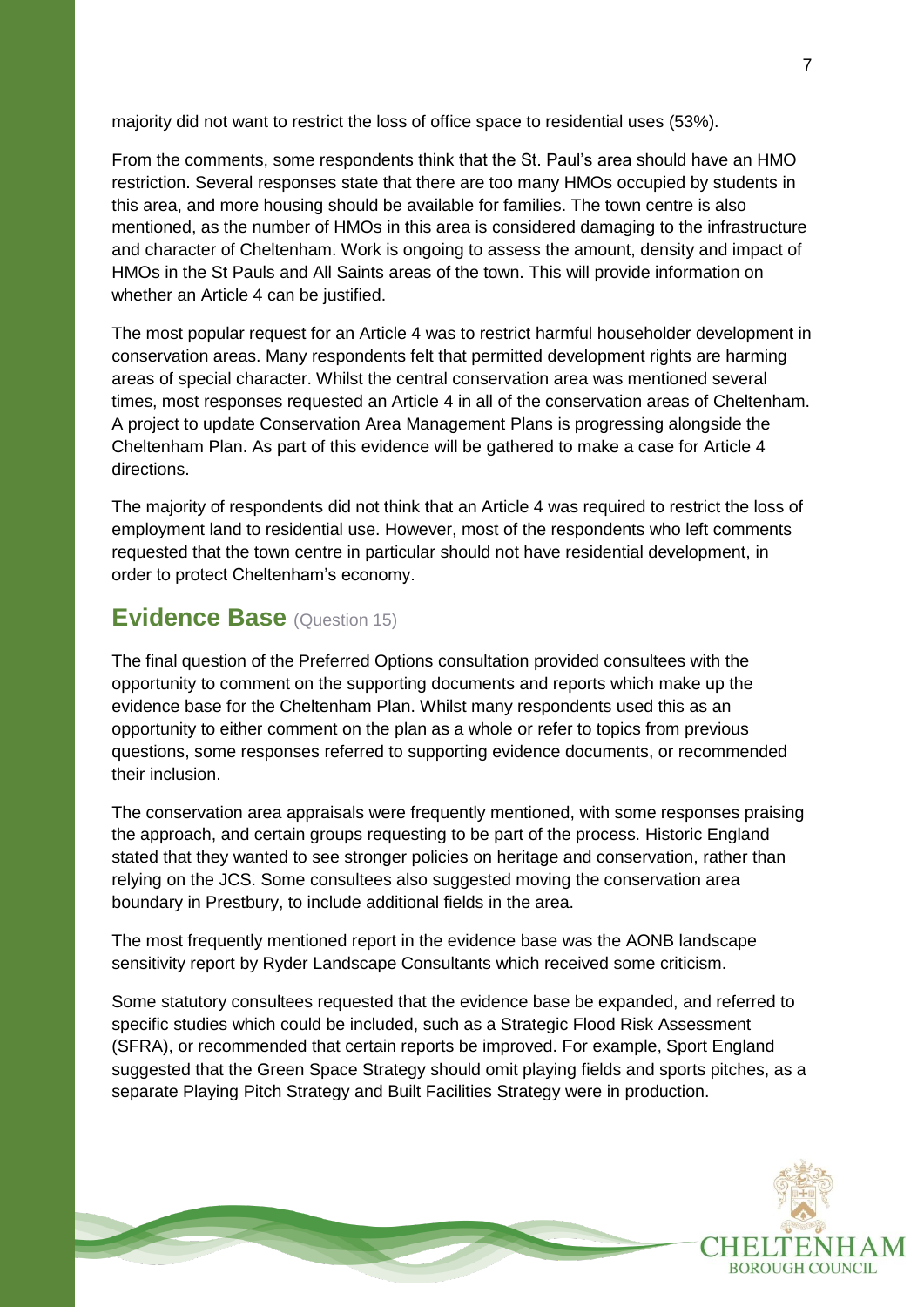majority did not want to restrict the loss of office space to residential uses (53%).

From the comments, some respondents think that the St. Paul's area should have an HMO restriction. Several responses state that there are too many HMOs occupied by students in this area, and more housing should be available for families. The town centre is also mentioned, as the number of HMOs in this area is considered damaging to the infrastructure and character of Cheltenham. Work is ongoing to assess the amount, density and impact of HMOs in the St Pauls and All Saints areas of the town. This will provide information on whether an Article 4 can be justified.

The most popular request for an Article 4 was to restrict harmful householder development in conservation areas. Many respondents felt that permitted development rights are harming areas of special character. Whilst the central conservation area was mentioned several times, most responses requested an Article 4 in all of the conservation areas of Cheltenham. A project to update Conservation Area Management Plans is progressing alongside the Cheltenham Plan. As part of this evidence will be gathered to make a case for Article 4 directions.

The majority of respondents did not think that an Article 4 was required to restrict the loss of employment land to residential use. However, most of the respondents who left comments requested that the town centre in particular should not have residential development, in order to protect Cheltenham's economy.

## Evidence Base (Question 15)

The final question of the Preferred Options consultation provided consultees with the opportunity to comment on the supporting documents and reports which make up the evidence base for the Cheltenham Plan. Whilst many respondents used this as an opportunity to either comment on the plan as a whole or refer to topics from previous questions, some responses referred to supporting evidence documents, or recommended their inclusion.

The conservation area appraisals were frequently mentioned, with some responses praising the approach, and certain groups requesting to be part of the process. Historic England stated that they wanted to see stronger policies on heritage and conservation, rather than relying on the JCS. Some consultees also suggested moving the conservation area boundary in Prestbury, to include additional fields in the area.

The most frequently mentioned report in the evidence base was the AONB landscape sensitivity report by Ryder Landscape Consultants which received some criticism.

Some statutory consultees requested that the evidence base be expanded, and referred to specific studies which could be included, such as a Strategic Flood Risk Assessment (SFRA), or recommended that certain reports be improved. For example, Sport England suggested that the Green Space Strategy should omit playing fields and sports pitches, as a separate Playing Pitch Strategy and Built Facilities Strategy were in production.